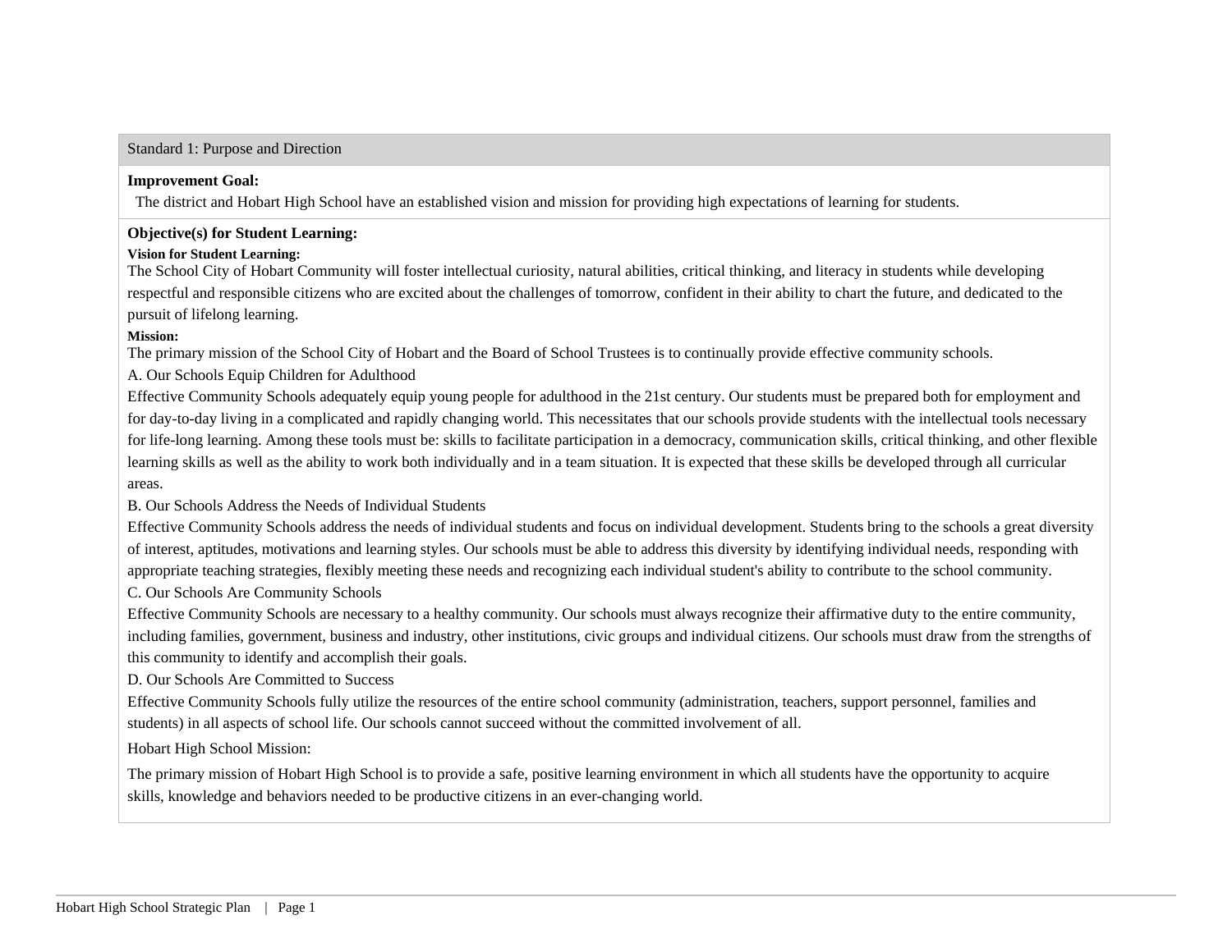## Standard 1: Purpose and Direction

**Improvement Goal:**

The district and Hobart High School have an established vision and mission for providing high expectations of learning for students.

**Objective(s) for Student Learning:**

**Vision for Student Learning:**

The School City of Hobart Community will foster intellectual curiosity, natural abilities, critical thinking, and literacy in students while developing respectful and responsible citizens who are excited about the challenges of tomorrow, confident in their ability to chart the future, and dedicated to the pursuit of lifelong learning.

**Mission:**

The primary mission of the School City of Hobart and the Board of School Trustees is to continually provide effective community schools.

A. Our Schools Equip Children for Adulthood

Effective Community Schools adequately equip young people for adulthood in the 21st century. Our students must be prepared both for employment and for day-to-day living in a complicated and rapidly changing world. This necessitates that our schools provide students with the intellectual tools necessary for life-long learning. Among these tools must be: skills to facilitate participation in a democracy, communication skills, critical thinking, and other flexible learning skills as well as the ability to work both individually and in a team situation. It is expected that these skills be developed through all curricular areas.

B. Our Schools Address the Needs of Individual Students

Effective Community Schools address the needs of individual students and focus on individual development. Students bring to the schools a great diversity of interest, aptitudes, motivations and learning styles. Our schools must be able to address this diversity by identifying individual needs, responding with appropriate teaching strategies, flexibly meeting these needs and recognizing each individual student's ability to contribute to the school community.

C. Our Schools Are Community Schools

Effective Community Schools are necessary to a healthy community. Our schools must always recognize their affirmative duty to the entire community, including families, government, business and industry, other institutions, civic groups and individual citizens. Our schools must draw from the strengths of this community to identify and accomplish their goals.

D. Our Schools Are Committed to Success

Effective Community Schools fully utilize the resources of the entire school community (administration, teachers, support personnel, families and students) in all aspects of school life. Our schools cannot succeed without the committed involvement of all.

Hobart High School Mission:

The primary mission of Hobart High School is to provide a safe, positive learning environment in which all students have the opportunity to acquire skills, knowledge and behaviors needed to be productive citizens in an ever-changing world.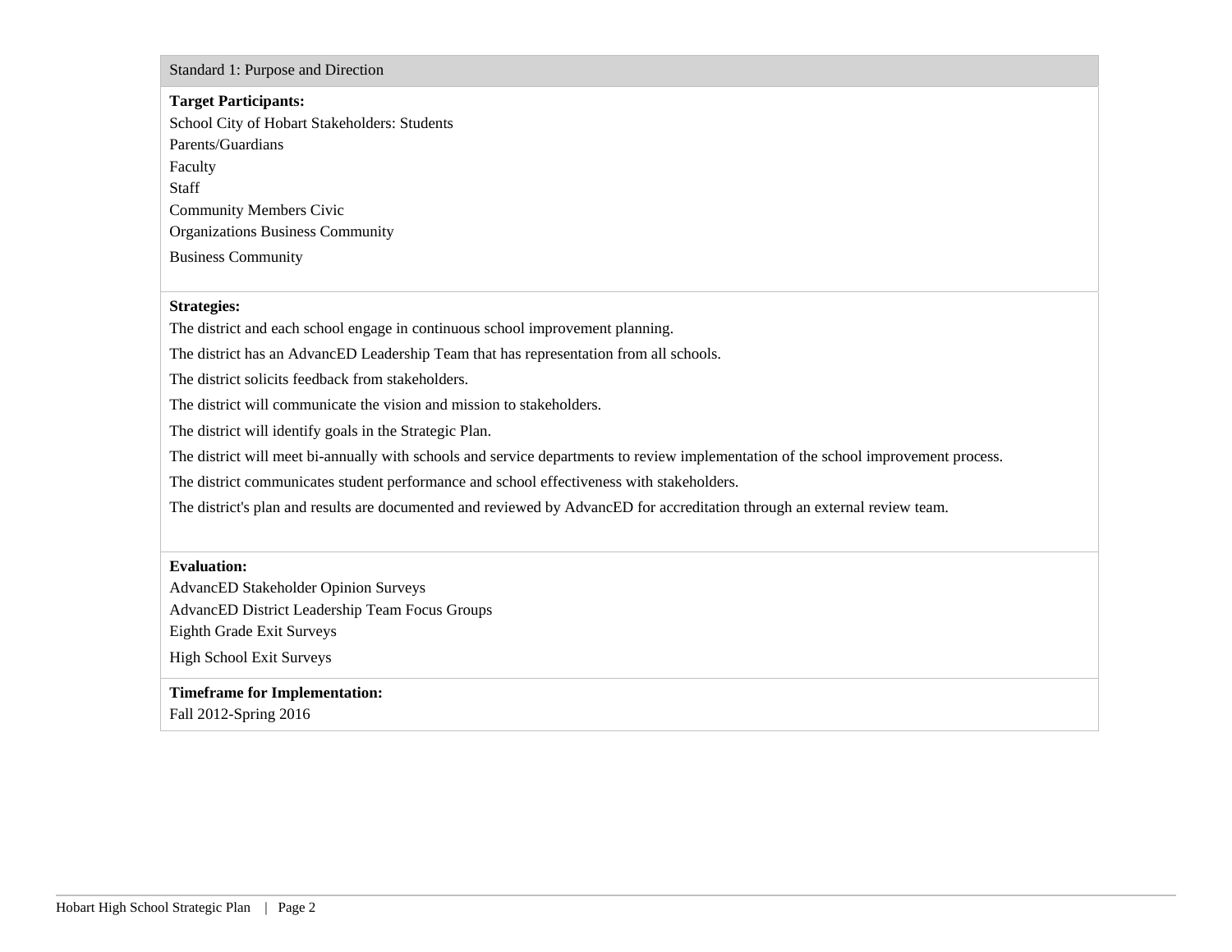## Standard 1: Purpose and Direction

**Target Participants:**

School City of Hobart Stakeholders: Students
Parents/Guardians
Faculty
Staff
Community Members Civic
Organizations Business Community
Business Community

**Strategies:**

The district and each school engage in continuous school improvement planning.

The district has an AdvancED Leadership Team that has representation from all schools.

The district solicits feedback from stakeholders.

The district will communicate the vision and mission to stakeholders.

The district will identify goals in the Strategic Plan.

The district will meet bi-annually with schools and service departments to review implementation of the school improvement process.

The district communicates student performance and school effectiveness with stakeholders.

The district's plan and results are documented and reviewed by AdvancED for accreditation through an external review team.

**Evaluation:**

AdvancED Stakeholder Opinion Surveys
AdvancED District Leadership Team Focus Groups
Eighth Grade Exit Surveys
High School Exit Surveys

**Timeframe for Implementation:**

Fall 2012-Spring 2016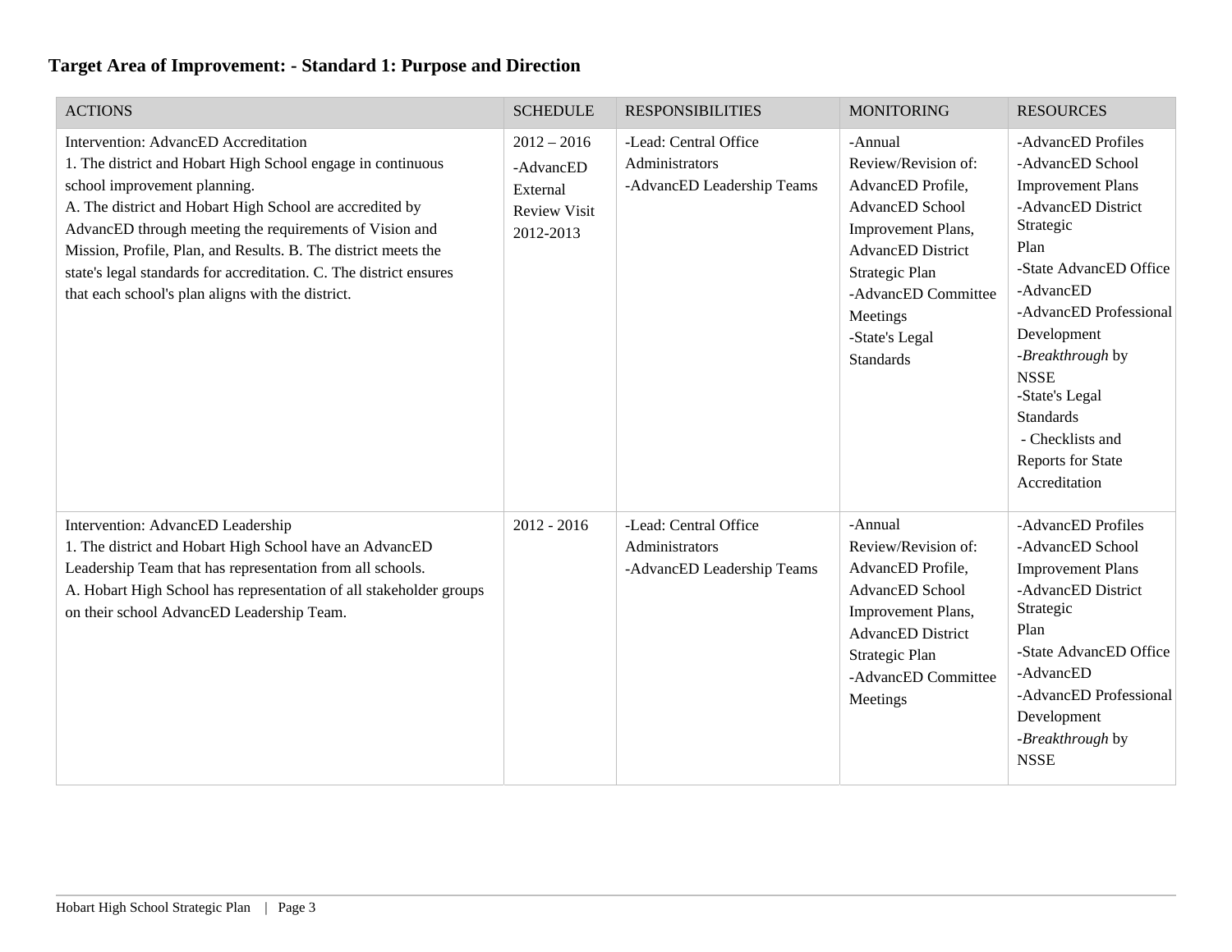**Target Area of Improvement: - Standard 1: Purpose and Direction**

| ACTIONS | SCHEDULE | RESPONSIBILITIES | MONITORING | RESOURCES |
|---|---|---|---|---|
| Intervention: AdvancED Accreditation<br>1. The district and Hobart High School engage in continuous school improvement planning.<br>A. The district and Hobart High School are accredited by AdvancED through meeting the requirements of Vision and Mission, Profile, Plan, and Results. B. The district meets the state's legal standards for accreditation. C. The district ensures that each school's plan aligns with the district. | 2012 – 2016<br>-AdvancED External Review Visit 2012-2013 | -Lead: Central Office Administrators<br>-AdvancED Leadership Teams | -Annual Review/Revision of: AdvancED Profile, AdvancED School Improvement Plans, AdvancED District Strategic Plan<br>-AdvancED Committee Meetings<br>-State's Legal Standards | -AdvancED Profiles<br>-AdvancED School Improvement Plans<br>-AdvancED District Strategic Plan<br>-State AdvancED Office<br>-AdvancED<br>-AdvancED Professional Development<br>-*Breakthrough* by NSSE<br>-State's Legal Standards<br>- Checklists and Reports for State Accreditation |
| Intervention: AdvancED Leadership<br>1. The district and Hobart High School have an AdvancED Leadership Team that has representation from all schools.<br>A. Hobart High School has representation of all stakeholder groups on their school AdvancED Leadership Team. | 2012 - 2016 | -Lead: Central Office Administrators<br>-AdvancED Leadership Teams | -Annual Review/Revision of: AdvancED Profile, AdvancED School Improvement Plans, AdvancED District Strategic Plan<br>-AdvancED Committee Meetings | -AdvancED Profiles<br>-AdvancED School Improvement Plans<br>-AdvancED District Strategic Plan<br>-State AdvancED Office<br>-AdvancED<br>-AdvancED Professional Development<br>-*Breakthrough* by NSSE |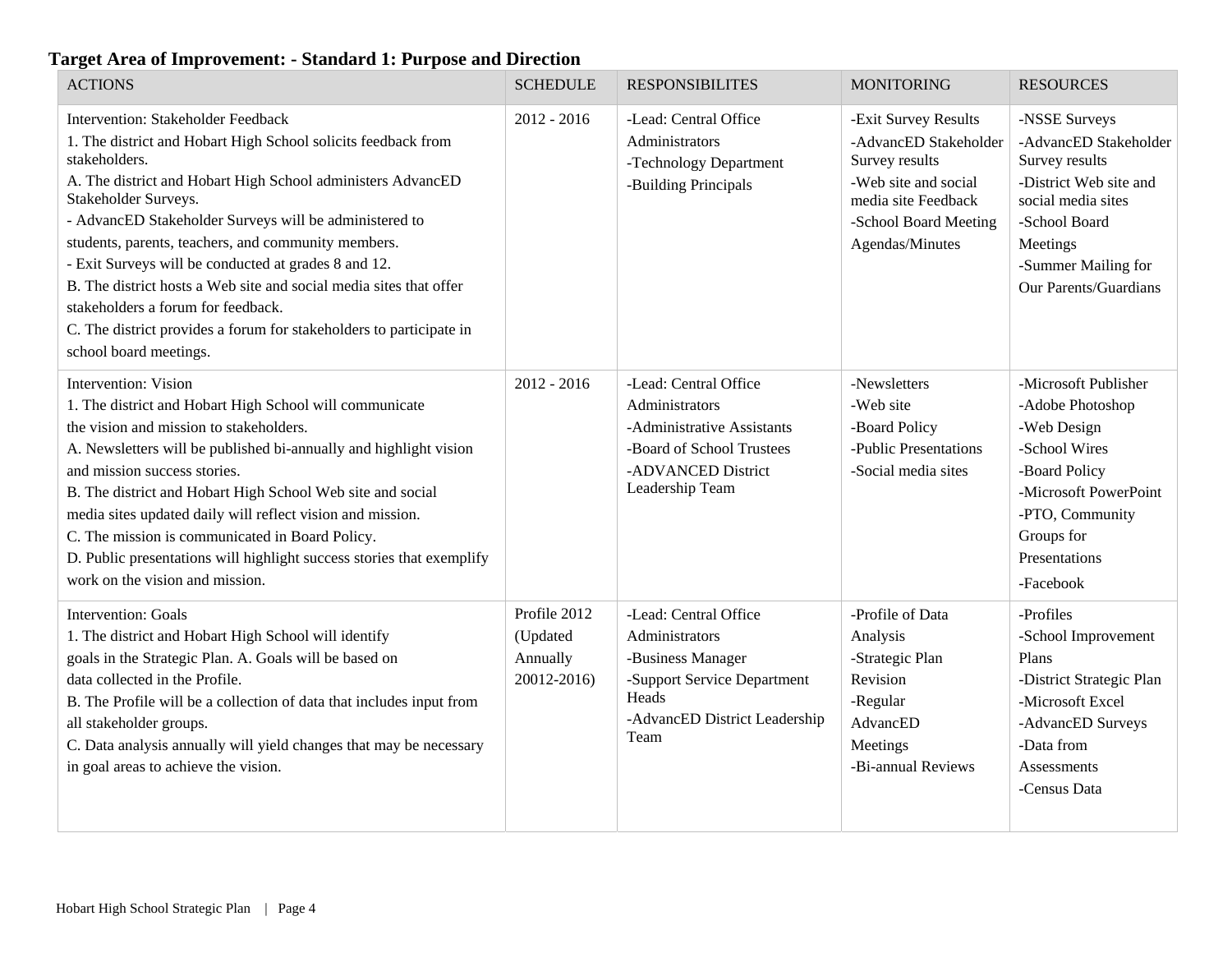**Target Area of Improvement: - Standard 1: Purpose and Direction**

| ACTIONS | SCHEDULE | RESPONSIBILITES | MONITORING | RESOURCES |
|---|---|---|---|---|
| Intervention: Stakeholder Feedback<br>1. The district and Hobart High School solicits feedback from stakeholders.<br>A. The district and Hobart High School administers AdvancED Stakeholder Surveys.<br>- AdvancED Stakeholder Surveys will be administered to students, parents, teachers, and community members.<br>- Exit Surveys will be conducted at grades 8 and 12.<br>B. The district hosts a Web site and social media sites that offer stakeholders a forum for feedback.<br>C. The district provides a forum for stakeholders to participate in school board meetings. | 2012 - 2016 | -Lead: Central Office Administrators<br>-Technology Department<br>-Building Principals | -Exit Survey Results<br>-AdvancED Stakeholder Survey results<br>-Web site and social media site Feedback<br>-School Board Meeting Agendas/Minutes | -NSSE Surveys<br>-AdvancED Stakeholder Survey results<br>-District Web site and social media sites<br>-School Board Meetings<br>-Summer Mailing for Our Parents/Guardians |
| Intervention: Vision<br>1. The district and Hobart High School will communicate the vision and mission to stakeholders.<br>A. Newsletters will be published bi-annually and highlight vision and mission success stories.<br>B. The district and Hobart High School Web site and social media sites updated daily will reflect vision and mission.<br>C. The mission is communicated in Board Policy.<br>D. Public presentations will highlight success stories that exemplify work on the vision and mission. | 2012 - 2016 | -Lead: Central Office Administrators<br>-Administrative Assistants<br>-Board of School Trustees<br>-ADVANCED District Leadership Team | -Newsletters<br>-Web site<br>-Board Policy<br>-Public Presentations<br>-Social media sites | -Microsoft Publisher<br>-Adobe Photoshop<br>-Web Design<br>-School Wires<br>-Board Policy<br>-Microsoft PowerPoint<br>-PTO, Community Groups for Presentations<br>-Facebook |
| Intervention: Goals<br>1. The district and Hobart High School will identify goals in the Strategic Plan. A. Goals will be based on data collected in the Profile.<br>B. The Profile will be a collection of data that includes input from all stakeholder groups.<br>C. Data analysis annually will yield changes that may be necessary in goal areas to achieve the vision. | Profile 2012 (Updated Annually 20012-2016) | -Lead: Central Office Administrators<br>-Business Manager<br>-Support Service Department Heads<br>-AdvancED District Leadership Team | -Profile of Data Analysis<br>-Strategic Plan Revision<br>-Regular AdvancED Meetings<br>-Bi-annual Reviews | -Profiles<br>-School Improvement Plans<br>-District Strategic Plan<br>-Microsoft Excel<br>-AdvancED Surveys<br>-Data from Assessments<br>-Census Data |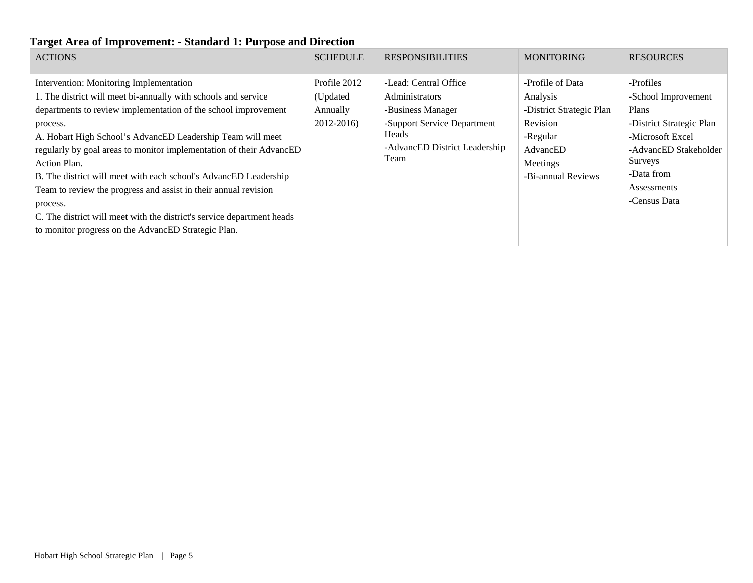**Target Area of Improvement: - Standard 1: Purpose and Direction**

| ACTIONS | SCHEDULE | RESPONSIBILITIES | MONITORING | RESOURCES |
|---|---|---|---|---|
| Intervention: Monitoring Implementation<br>1. The district will meet bi-annually with schools and service departments to review implementation of the school improvement process.<br>A. Hobart High School's AdvancED Leadership Team will meet regularly by goal areas to monitor implementation of their AdvancED Action Plan.<br>B. The district will meet with each school's AdvancED Leadership Team to review the progress and assist in their annual revision process.<br>C. The district will meet with the district's service department heads to monitor progress on the AdvancED Strategic Plan. | Profile 2012 (Updated Annually 2012-2016) | -Lead: Central Office Administrators<br>-Business Manager<br>-Support Service Department Heads<br>-AdvancED District Leadership Team | -Profile of Data Analysis<br>-District Strategic Plan Revision<br>-Regular AdvancED Meetings<br>-Bi-annual Reviews | -Profiles<br>-School Improvement Plans<br>-District Strategic Plan<br>-Microsoft Excel<br>-AdvancED Stakeholder Surveys<br>-Data from Assessments<br>-Census Data |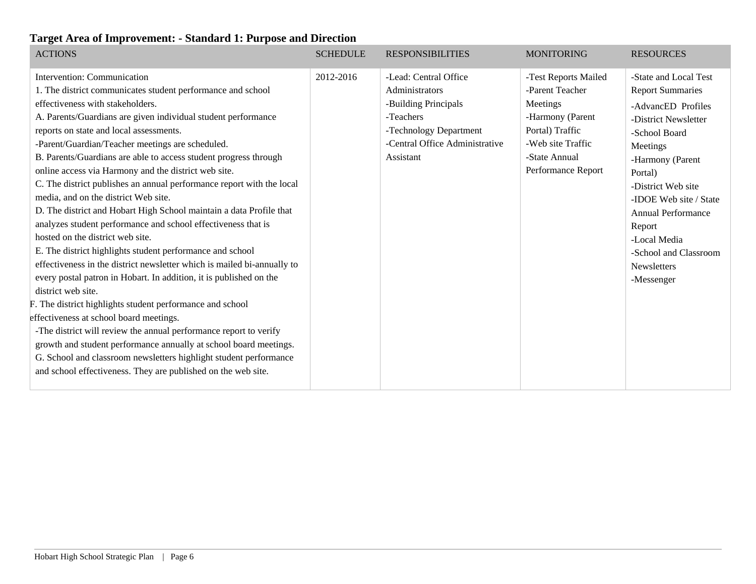**Target Area of Improvement: - Standard 1: Purpose and Direction**

| ACTIONS | SCHEDULE | RESPONSIBILITIES | MONITORING | RESOURCES |
|---|---|---|---|---|
| Intervention: Communication<br>1. The district communicates student performance and school effectiveness with stakeholders.<br>A. Parents/Guardians are given individual student performance reports on state and local assessments.<br>-Parent/Guardian/Teacher meetings are scheduled.<br>B. Parents/Guardians are able to access student progress through online access via Harmony and the district web site.<br>C. The district publishes an annual performance report with the local media, and on the district Web site.<br>D. The district and Hobart High School maintain a data Profile that analyzes student performance and school effectiveness that is hosted on the district web site.<br>E. The district highlights student performance and school effectiveness in the district newsletter which is mailed bi-annually to every postal patron in Hobart. In addition, it is published on the district web site.<br>F. The district highlights student performance and school effectiveness at school board meetings.<br>-The district will review the annual performance report to verify growth and student performance annually at school board meetings.<br>G. School and classroom newsletters highlight student performance and school effectiveness. They are published on the web site. | 2012-2016 | -Lead: Central Office Administrators<br>-Building Principals<br>-Teachers<br>-Technology Department<br>-Central Office Administrative Assistant | -Test Reports Mailed<br>-Parent Teacher Meetings<br>-Harmony (Parent Portal) Traffic<br>-Web site Traffic<br>-State Annual Performance Report | -State and Local Test Report Summaries<br>-AdvancED Profiles<br>-District Newsletter<br>-School Board Meetings<br>-Harmony (Parent Portal)<br>-District Web site<br>-IDOE Web site / State Annual Performance Report<br>-Local Media<br>-School and Classroom Newsletters<br>-Messenger |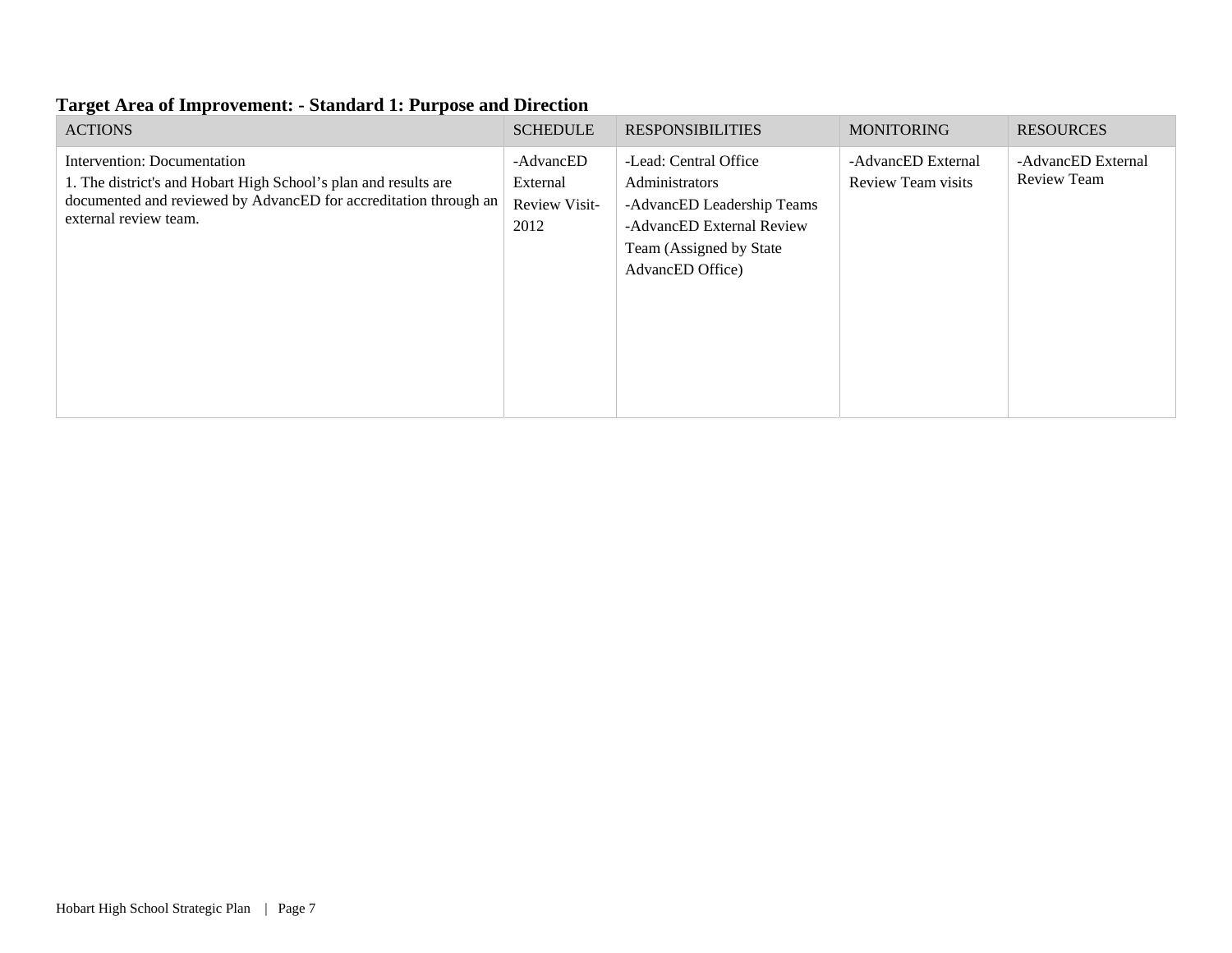**Target Area of Improvement: - Standard 1: Purpose and Direction**

| ACTIONS | SCHEDULE | RESPONSIBILITIES | MONITORING | RESOURCES |
| --- | --- | --- | --- | --- |
| Intervention: Documentation<br>1. The district's and Hobart High School's plan and results are documented and reviewed by AdvancED for accreditation through an external review team. | -AdvancED External Review Visit-2012 | -Lead: Central Office Administrators<br>-AdvancED Leadership Teams<br>-AdvancED External Review Team (Assigned by State AdvancED Office) | -AdvancED External Review Team visits | -AdvancED External Review Team |